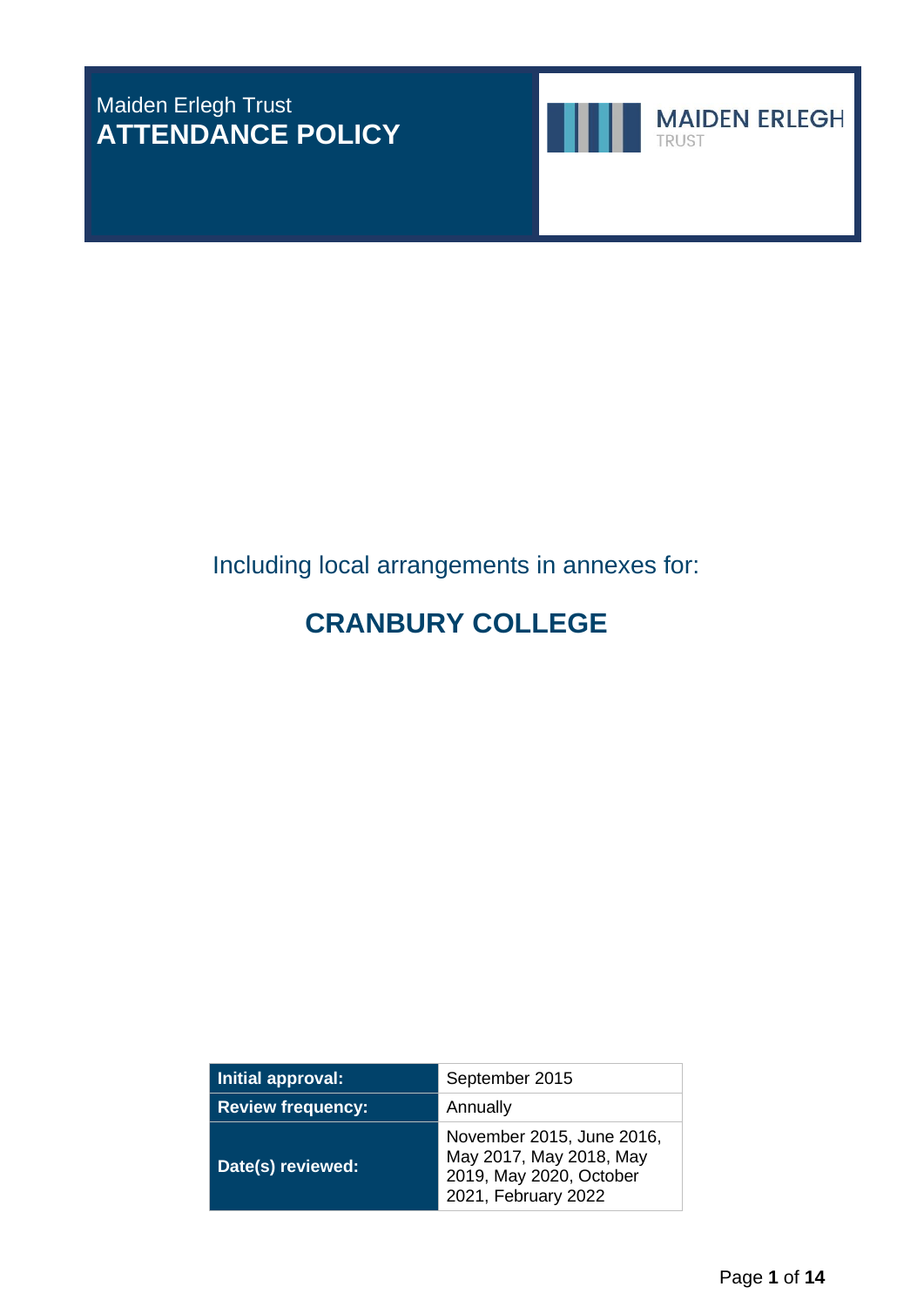Maiden Erlegh Trust

# ATTENDANCE POLICY

MAIDEN ERLEGH
TRUST

Including local arrangements in annexes for:

## CRANBURY COLLEGE

| Initial approval: | September 2015 |
|---|---|
| Review frequency: | Annually |
| Date(s) reviewed: | November 2015, June 2016, May 2017, May 2018, May 2019, May 2020, October 2021, February 2022 |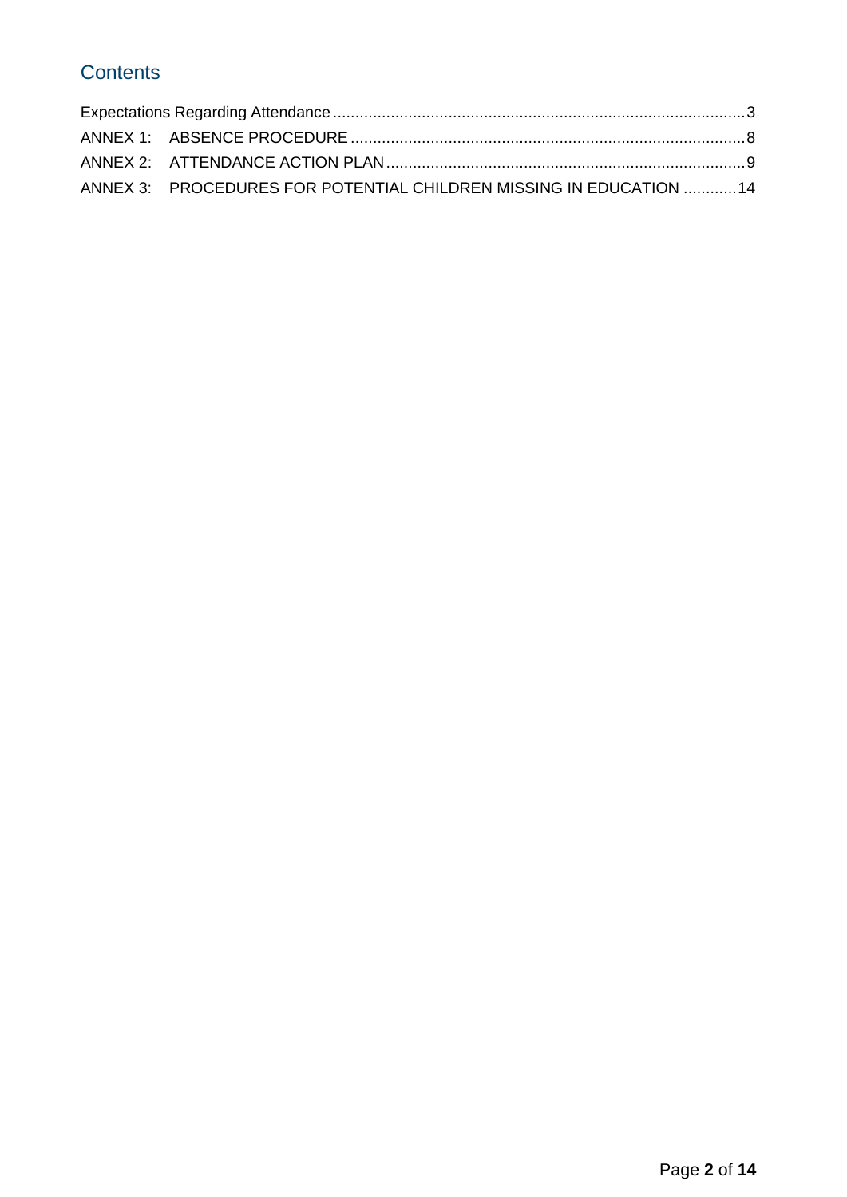## Contents

Expectations Regarding Attendance ........................................................................................ 3
ANNEX 1: ABSENCE PROCEDURE ........................................................................................ 8
ANNEX 2: ATTENDANCE ACTION PLAN ................................................................................ 9
ANNEX 3: PROCEDURES FOR POTENTIAL CHILDREN MISSING IN EDUCATION ............ 14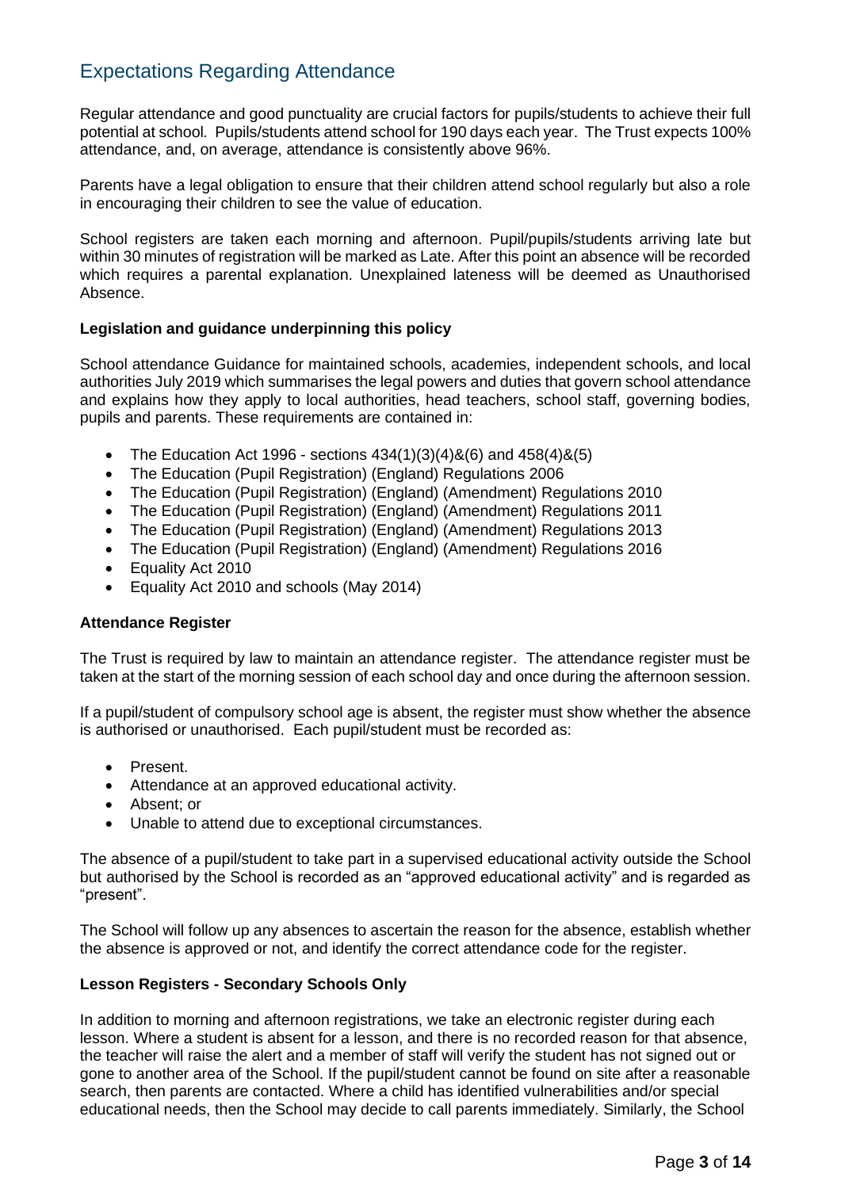## Expectations Regarding Attendance

Regular attendance and good punctuality are crucial factors for pupils/students to achieve their full potential at school. Pupils/students attend school for 190 days each year. The Trust expects 100% attendance, and, on average, attendance is consistently above 96%.

Parents have a legal obligation to ensure that their children attend school regularly but also a role in encouraging their children to see the value of education.

School registers are taken each morning and afternoon. Pupil/pupils/students arriving late but within 30 minutes of registration will be marked as Late. After this point an absence will be recorded which requires a parental explanation. Unexplained lateness will be deemed as Unauthorised Absence.

**Legislation and guidance underpinning this policy**

School attendance Guidance for maintained schools, academies, independent schools, and local authorities July 2019 which summarises the legal powers and duties that govern school attendance and explains how they apply to local authorities, head teachers, school staff, governing bodies, pupils and parents. These requirements are contained in:

- The Education Act 1996 - sections 434(1)(3)(4)&(6) and 458(4)&(5)
- The Education (Pupil Registration) (England) Regulations 2006
- The Education (Pupil Registration) (England) (Amendment) Regulations 2010
- The Education (Pupil Registration) (England) (Amendment) Regulations 2011
- The Education (Pupil Registration) (England) (Amendment) Regulations 2013
- The Education (Pupil Registration) (England) (Amendment) Regulations 2016
- Equality Act 2010
- Equality Act 2010 and schools (May 2014)

**Attendance Register**

The Trust is required by law to maintain an attendance register. The attendance register must be taken at the start of the morning session of each school day and once during the afternoon session.

If a pupil/student of compulsory school age is absent, the register must show whether the absence is authorised or unauthorised. Each pupil/student must be recorded as:

- Present.
- Attendance at an approved educational activity.
- Absent; or
- Unable to attend due to exceptional circumstances.

The absence of a pupil/student to take part in a supervised educational activity outside the School but authorised by the School is recorded as an "approved educational activity" and is regarded as "present".

The School will follow up any absences to ascertain the reason for the absence, establish whether the absence is approved or not, and identify the correct attendance code for the register.

**Lesson Registers - Secondary Schools Only**

In addition to morning and afternoon registrations, we take an electronic register during each lesson. Where a student is absent for a lesson, and there is no recorded reason for that absence, the teacher will raise the alert and a member of staff will verify the student has not signed out or gone to another area of the School. If the pupil/student cannot be found on site after a reasonable search, then parents are contacted. Where a child has identified vulnerabilities and/or special educational needs, then the School may decide to call parents immediately. Similarly, the School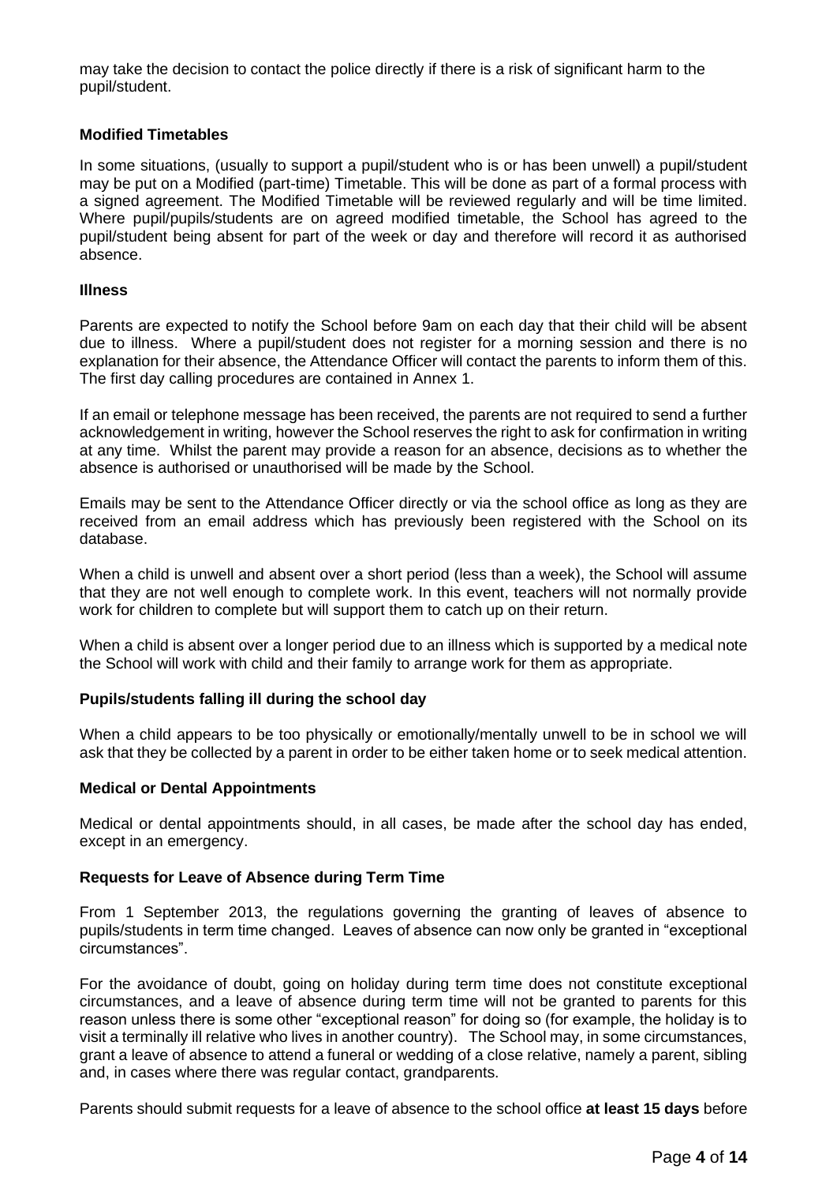may take the decision to contact the police directly if there is a risk of significant harm to the pupil/student.

**Modified Timetables**

In some situations, (usually to support a pupil/student who is or has been unwell) a pupil/student may be put on a Modified (part-time) Timetable. This will be done as part of a formal process with a signed agreement. The Modified Timetable will be reviewed regularly and will be time limited. Where pupil/pupils/students are on agreed modified timetable, the School has agreed to the pupil/student being absent for part of the week or day and therefore will record it as authorised absence.

**Illness**

Parents are expected to notify the School before 9am on each day that their child will be absent due to illness. Where a pupil/student does not register for a morning session and there is no explanation for their absence, the Attendance Officer will contact the parents to inform them of this. The first day calling procedures are contained in Annex 1.

If an email or telephone message has been received, the parents are not required to send a further acknowledgement in writing, however the School reserves the right to ask for confirmation in writing at any time. Whilst the parent may provide a reason for an absence, decisions as to whether the absence is authorised or unauthorised will be made by the School.

Emails may be sent to the Attendance Officer directly or via the school office as long as they are received from an email address which has previously been registered with the School on its database.

When a child is unwell and absent over a short period (less than a week), the School will assume that they are not well enough to complete work. In this event, teachers will not normally provide work for children to complete but will support them to catch up on their return.

When a child is absent over a longer period due to an illness which is supported by a medical note the School will work with child and their family to arrange work for them as appropriate.

**Pupils/students falling ill during the school day**

When a child appears to be too physically or emotionally/mentally unwell to be in school we will ask that they be collected by a parent in order to be either taken home or to seek medical attention.

**Medical or Dental Appointments**

Medical or dental appointments should, in all cases, be made after the school day has ended, except in an emergency.

**Requests for Leave of Absence during Term Time**

From 1 September 2013, the regulations governing the granting of leaves of absence to pupils/students in term time changed. Leaves of absence can now only be granted in "exceptional circumstances".

For the avoidance of doubt, going on holiday during term time does not constitute exceptional circumstances, and a leave of absence during term time will not be granted to parents for this reason unless there is some other "exceptional reason" for doing so (for example, the holiday is to visit a terminally ill relative who lives in another country). The School may, in some circumstances, grant a leave of absence to attend a funeral or wedding of a close relative, namely a parent, sibling and, in cases where there was regular contact, grandparents.

Parents should submit requests for a leave of absence to the school office **at least 15 days** before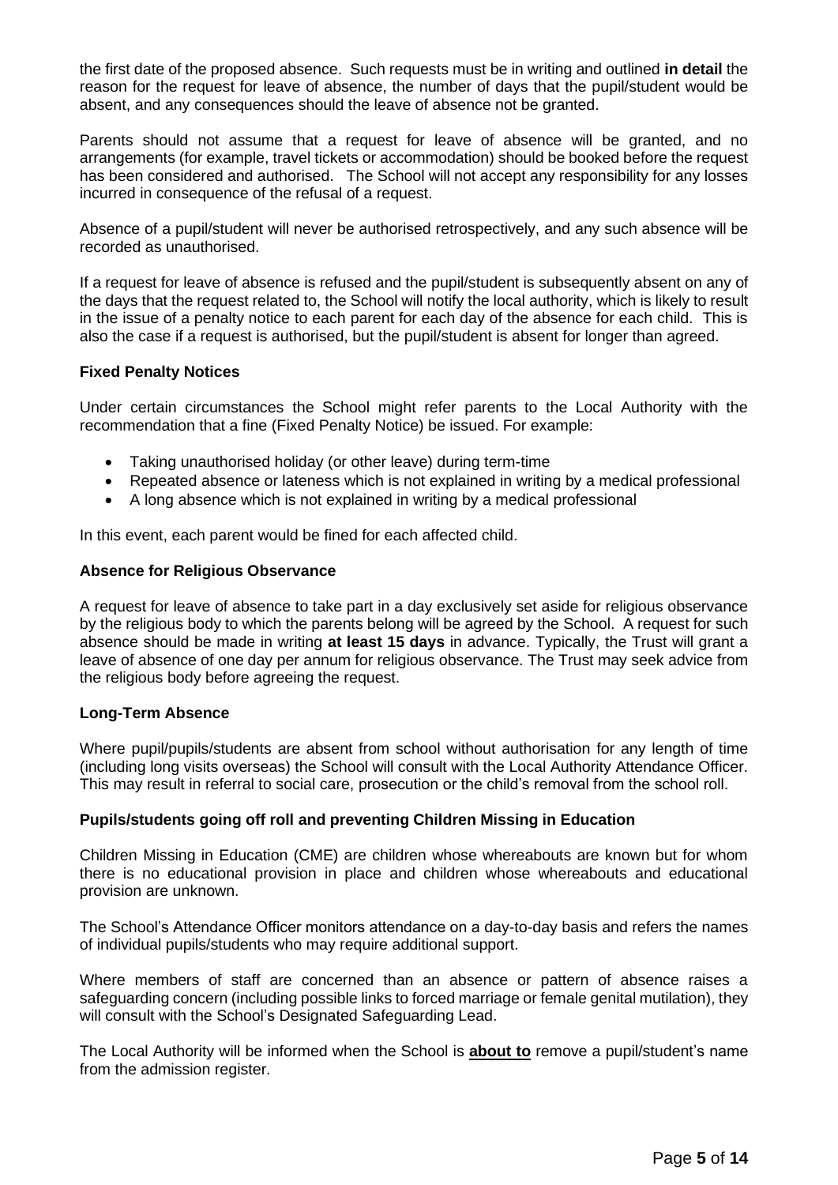the first date of the proposed absence. Such requests must be in writing and outlined **in detail** the reason for the request for leave of absence, the number of days that the pupil/student would be absent, and any consequences should the leave of absence not be granted.

Parents should not assume that a request for leave of absence will be granted, and no arrangements (for example, travel tickets or accommodation) should be booked before the request has been considered and authorised. The School will not accept any responsibility for any losses incurred in consequence of the refusal of a request.

Absence of a pupil/student will never be authorised retrospectively, and any such absence will be recorded as unauthorised.

If a request for leave of absence is refused and the pupil/student is subsequently absent on any of the days that the request related to, the School will notify the local authority, which is likely to result in the issue of a penalty notice to each parent for each day of the absence for each child. This is also the case if a request is authorised, but the pupil/student is absent for longer than agreed.

**Fixed Penalty Notices**

Under certain circumstances the School might refer parents to the Local Authority with the recommendation that a fine (Fixed Penalty Notice) be issued. For example:

- Taking unauthorised holiday (or other leave) during term-time
- Repeated absence or lateness which is not explained in writing by a medical professional
- A long absence which is not explained in writing by a medical professional

In this event, each parent would be fined for each affected child.

**Absence for Religious Observance**

A request for leave of absence to take part in a day exclusively set aside for religious observance by the religious body to which the parents belong will be agreed by the School. A request for such absence should be made in writing **at least 15 days** in advance. Typically, the Trust will grant a leave of absence of one day per annum for religious observance. The Trust may seek advice from the religious body before agreeing the request.

**Long-Term Absence**

Where pupil/pupils/students are absent from school without authorisation for any length of time (including long visits overseas) the School will consult with the Local Authority Attendance Officer. This may result in referral to social care, prosecution or the child's removal from the school roll.

**Pupils/students going off roll and preventing Children Missing in Education**

Children Missing in Education (CME) are children whose whereabouts are known but for whom there is no educational provision in place and children whose whereabouts and educational provision are unknown.

The School's Attendance Officer monitors attendance on a day-to-day basis and refers the names of individual pupils/students who may require additional support.

Where members of staff are concerned than an absence or pattern of absence raises a safeguarding concern (including possible links to forced marriage or female genital mutilation), they will consult with the School's Designated Safeguarding Lead.

The Local Authority will be informed when the School is **about to** remove a pupil/student's name from the admission register.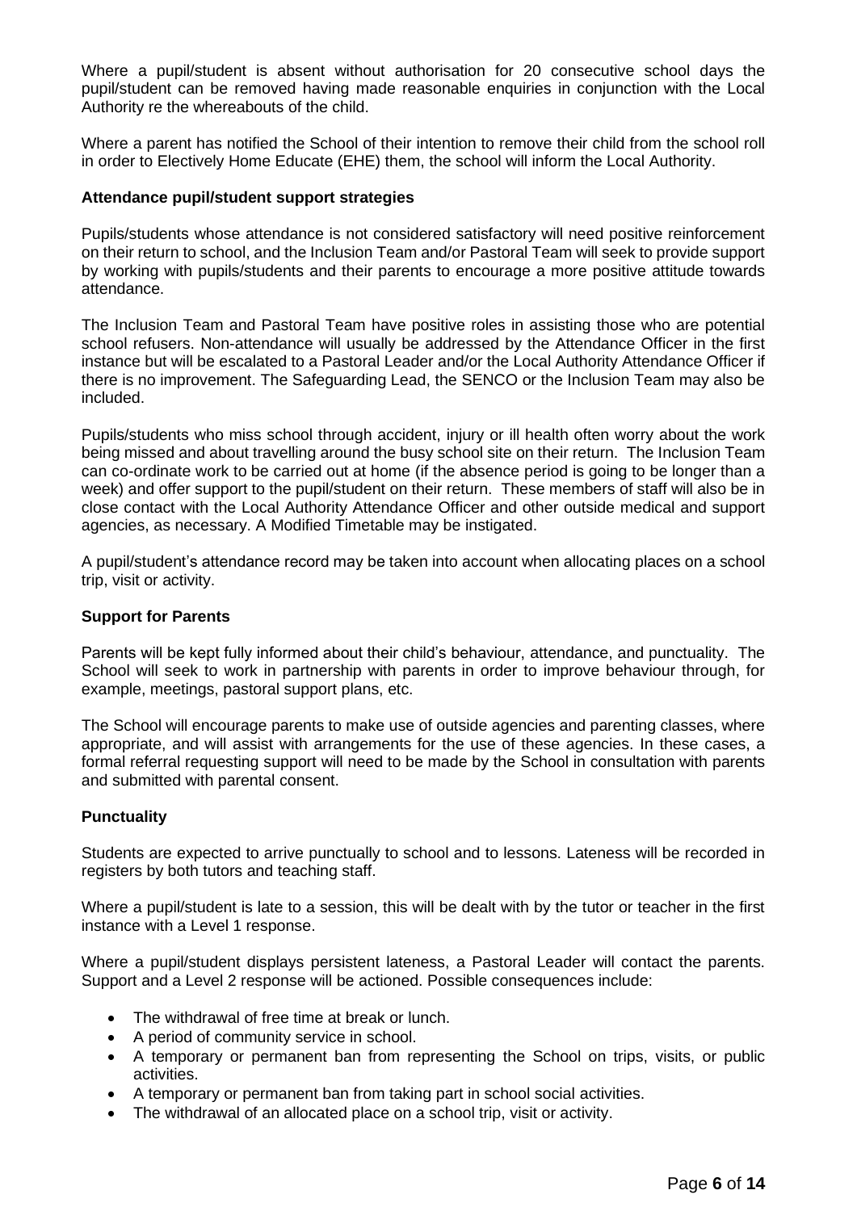Where a pupil/student is absent without authorisation for 20 consecutive school days the pupil/student can be removed having made reasonable enquiries in conjunction with the Local Authority re the whereabouts of the child.

Where a parent has notified the School of their intention to remove their child from the school roll in order to Electively Home Educate (EHE) them, the school will inform the Local Authority.

**Attendance pupil/student support strategies**

Pupils/students whose attendance is not considered satisfactory will need positive reinforcement on their return to school, and the Inclusion Team and/or Pastoral Team will seek to provide support by working with pupils/students and their parents to encourage a more positive attitude towards attendance.

The Inclusion Team and Pastoral Team have positive roles in assisting those who are potential school refusers. Non-attendance will usually be addressed by the Attendance Officer in the first instance but will be escalated to a Pastoral Leader and/or the Local Authority Attendance Officer if there is no improvement. The Safeguarding Lead, the SENCO or the Inclusion Team may also be included.

Pupils/students who miss school through accident, injury or ill health often worry about the work being missed and about travelling around the busy school site on their return. The Inclusion Team can co-ordinate work to be carried out at home (if the absence period is going to be longer than a week) and offer support to the pupil/student on their return. These members of staff will also be in close contact with the Local Authority Attendance Officer and other outside medical and support agencies, as necessary. A Modified Timetable may be instigated.

A pupil/student's attendance record may be taken into account when allocating places on a school trip, visit or activity.

**Support for Parents**

Parents will be kept fully informed about their child's behaviour, attendance, and punctuality. The School will seek to work in partnership with parents in order to improve behaviour through, for example, meetings, pastoral support plans, etc.

The School will encourage parents to make use of outside agencies and parenting classes, where appropriate, and will assist with arrangements for the use of these agencies. In these cases, a formal referral requesting support will need to be made by the School in consultation with parents and submitted with parental consent.

**Punctuality**

Students are expected to arrive punctually to school and to lessons. Lateness will be recorded in registers by both tutors and teaching staff.

Where a pupil/student is late to a session, this will be dealt with by the tutor or teacher in the first instance with a Level 1 response.

Where a pupil/student displays persistent lateness, a Pastoral Leader will contact the parents. Support and a Level 2 response will be actioned. Possible consequences include:

- The withdrawal of free time at break or lunch.
- A period of community service in school.
- A temporary or permanent ban from representing the School on trips, visits, or public activities.
- A temporary or permanent ban from taking part in school social activities.
- The withdrawal of an allocated place on a school trip, visit or activity.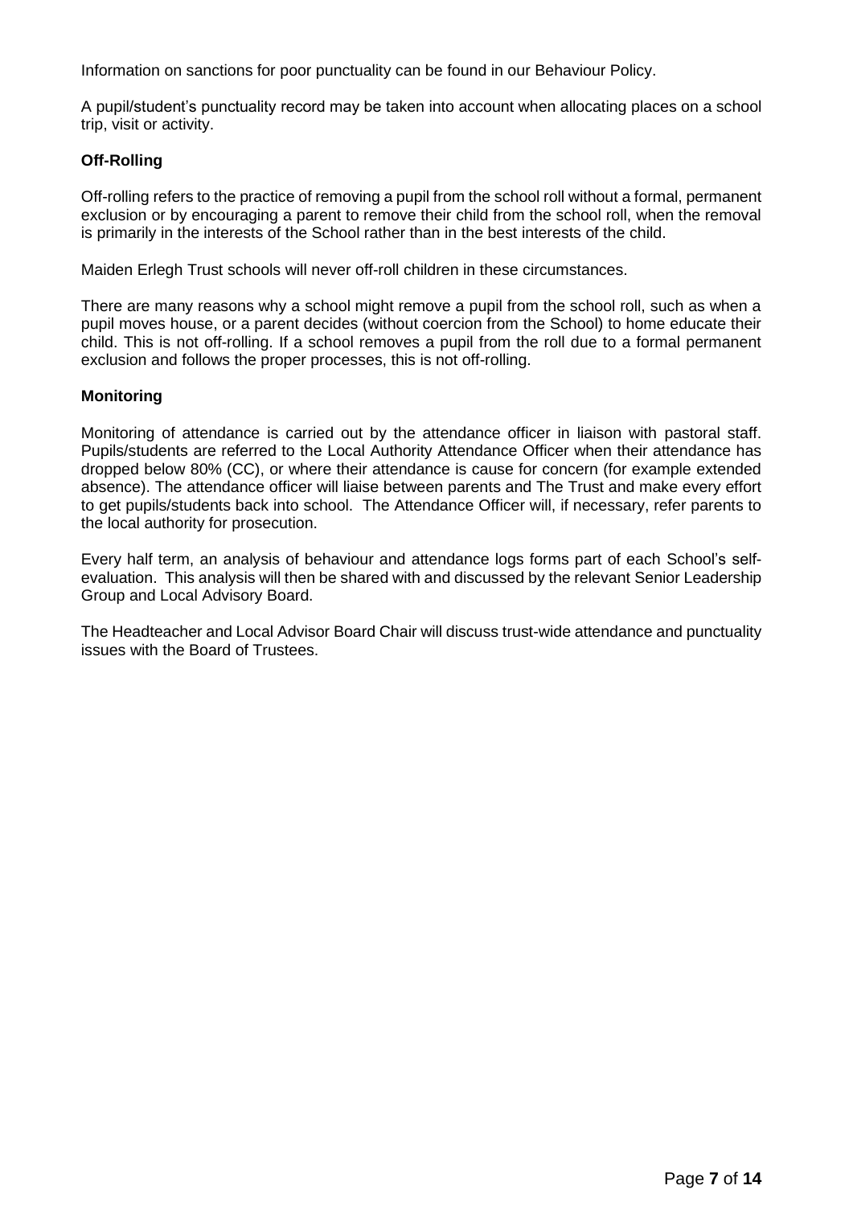Information on sanctions for poor punctuality can be found in our Behaviour Policy.

A pupil/student's punctuality record may be taken into account when allocating places on a school trip, visit or activity.

**Off-Rolling**

Off-rolling refers to the practice of removing a pupil from the school roll without a formal, permanent exclusion or by encouraging a parent to remove their child from the school roll, when the removal is primarily in the interests of the School rather than in the best interests of the child.

Maiden Erlegh Trust schools will never off-roll children in these circumstances.

There are many reasons why a school might remove a pupil from the school roll, such as when a pupil moves house, or a parent decides (without coercion from the School) to home educate their child. This is not off-rolling. If a school removes a pupil from the roll due to a formal permanent exclusion and follows the proper processes, this is not off-rolling.

**Monitoring**

Monitoring of attendance is carried out by the attendance officer in liaison with pastoral staff. Pupils/students are referred to the Local Authority Attendance Officer when their attendance has dropped below 80% (CC), or where their attendance is cause for concern (for example extended absence). The attendance officer will liaise between parents and The Trust and make every effort to get pupils/students back into school. The Attendance Officer will, if necessary, refer parents to the local authority for prosecution.

Every half term, an analysis of behaviour and attendance logs forms part of each School's self-evaluation. This analysis will then be shared with and discussed by the relevant Senior Leadership Group and Local Advisory Board.

The Headteacher and Local Advisor Board Chair will discuss trust-wide attendance and punctuality issues with the Board of Trustees.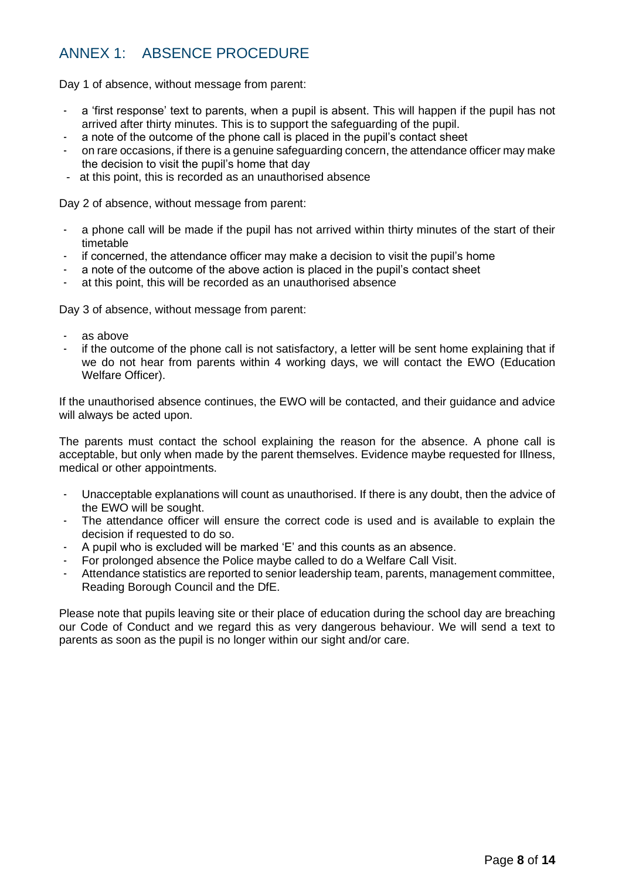## ANNEX 1: ABSENCE PROCEDURE

Day 1 of absence, without message from parent:

- a 'first response' text to parents, when a pupil is absent. This will happen if the pupil has not arrived after thirty minutes. This is to support the safeguarding of the pupil.
- a note of the outcome of the phone call is placed in the pupil's contact sheet
- on rare occasions, if there is a genuine safeguarding concern, the attendance officer may make the decision to visit the pupil's home that day
- at this point, this is recorded as an unauthorised absence

Day 2 of absence, without message from parent:

- a phone call will be made if the pupil has not arrived within thirty minutes of the start of their timetable
- if concerned, the attendance officer may make a decision to visit the pupil's home
- a note of the outcome of the above action is placed in the pupil's contact sheet
- at this point, this will be recorded as an unauthorised absence

Day 3 of absence, without message from parent:

- as above
- if the outcome of the phone call is not satisfactory, a letter will be sent home explaining that if we do not hear from parents within 4 working days, we will contact the EWO (Education Welfare Officer).

If the unauthorised absence continues, the EWO will be contacted, and their guidance and advice will always be acted upon.

The parents must contact the school explaining the reason for the absence. A phone call is acceptable, but only when made by the parent themselves. Evidence maybe requested for Illness, medical or other appointments.

- Unacceptable explanations will count as unauthorised. If there is any doubt, then the advice of the EWO will be sought.
- The attendance officer will ensure the correct code is used and is available to explain the decision if requested to do so.
- A pupil who is excluded will be marked 'E' and this counts as an absence.
- For prolonged absence the Police maybe called to do a Welfare Call Visit.
- Attendance statistics are reported to senior leadership team, parents, management committee, Reading Borough Council and the DfE.

Please note that pupils leaving site or their place of education during the school day are breaching our Code of Conduct and we regard this as very dangerous behaviour. We will send a text to parents as soon as the pupil is no longer within our sight and/or care.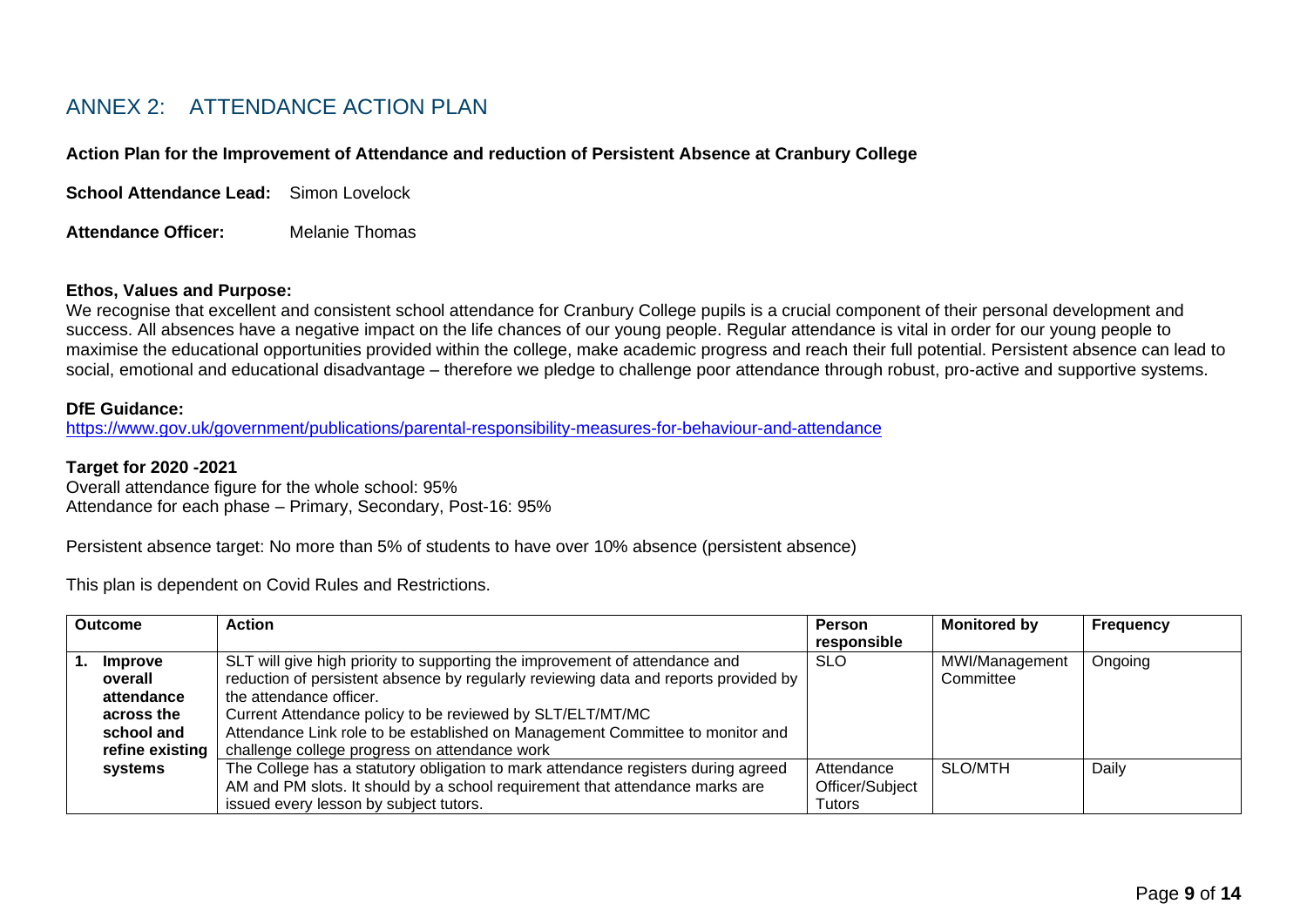# ANNEX 2: ATTENDANCE ACTION PLAN

**Action Plan for the Improvement of Attendance and reduction of Persistent Absence at Cranbury College**

**School Attendance Lead:** Simon Lovelock

**Attendance Officer:** Melanie Thomas

**Ethos, Values and Purpose:**
We recognise that excellent and consistent school attendance for Cranbury College pupils is a crucial component of their personal development and success. All absences have a negative impact on the life chances of our young people. Regular attendance is vital in order for our young people to maximise the educational opportunities provided within the college, make academic progress and reach their full potential. Persistent absence can lead to social, emotional and educational disadvantage – therefore we pledge to challenge poor attendance through robust, pro-active and supportive systems.

**DfE Guidance:**
https://www.gov.uk/government/publications/parental-responsibility-measures-for-behaviour-and-attendance

**Target for 2020 -2021**
Overall attendance figure for the whole school: 95%
Attendance for each phase – Primary, Secondary, Post-16: 95%

Persistent absence target: No more than 5% of students to have over 10% absence (persistent absence)

This plan is dependent on Covid Rules and Restrictions.

| Outcome | Action | Person responsible | Monitored by | Frequency |
|---|---|---|---|---|
| **1. Improve overall attendance across the school and refine existing systems** | SLT will give high priority to supporting the improvement of attendance and reduction of persistent absence by regularly reviewing data and reports provided by the attendance officer.<br>Current Attendance policy to be reviewed by SLT/ELT/MT/MC<br>Attendance Link role to be established on Management Committee to monitor and challenge college progress on attendance work | SLO | MWI/Management Committee | Ongoing |
| | The College has a statutory obligation to mark attendance registers during agreed AM and PM slots. It should by a school requirement that attendance marks are issued every lesson by subject tutors. | Attendance Officer/Subject Tutors | SLO/MTH | Daily |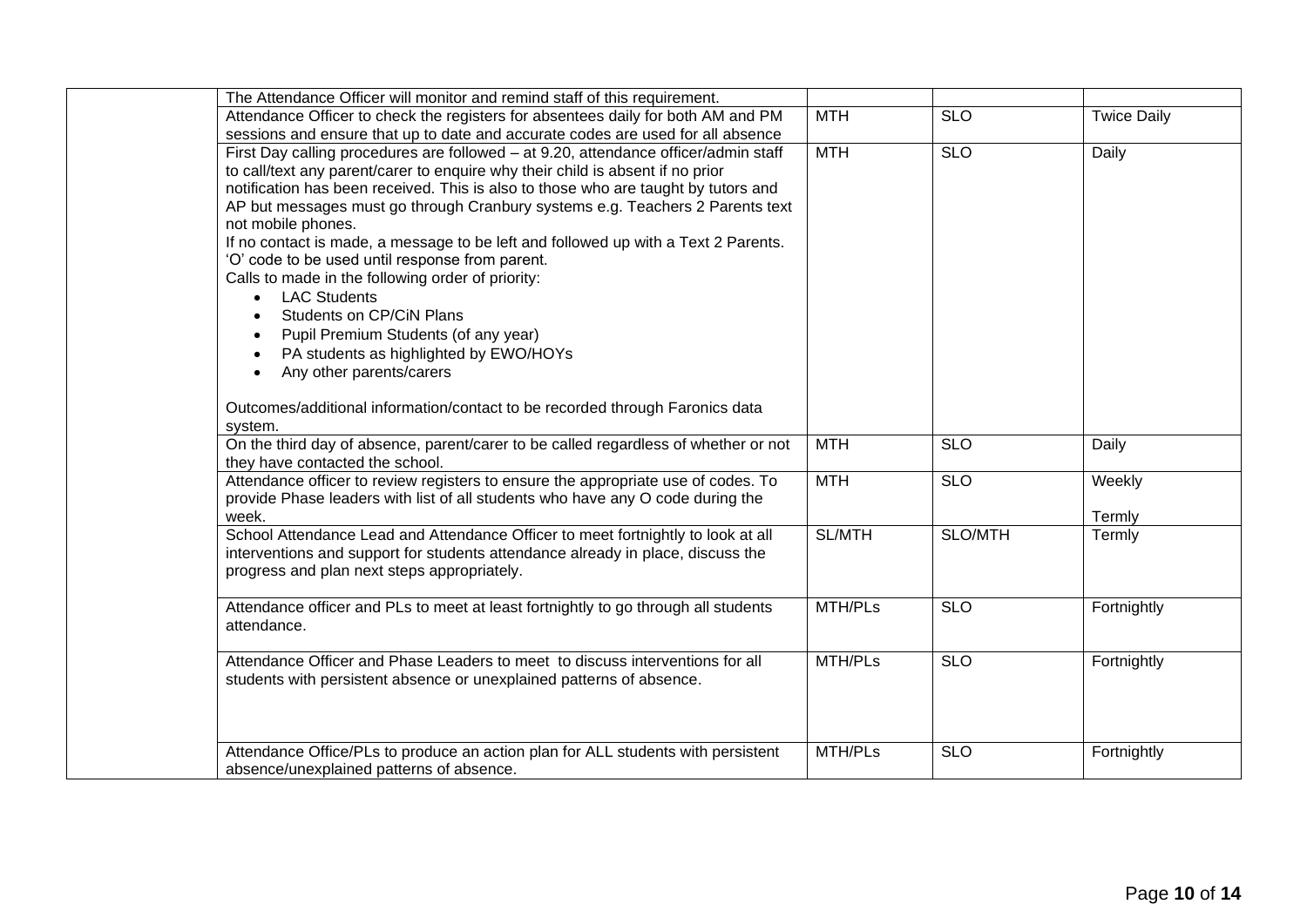| | | | | |
|---|---|---|---|---|
| | The Attendance Officer will monitor and remind staff of this requirement. | | | |
| | Attendance Officer to check the registers for absentees daily for both AM and PM sessions and ensure that up to date and accurate codes are used for all absence | MTH | SLO | Twice Daily |
| | First Day calling procedures are followed – at 9.20, attendance officer/admin staff to call/text any parent/carer to enquire why their child is absent if no prior notification has been received. This is also to those who are taught by tutors and AP but messages must go through Cranbury systems e.g. Teachers 2 Parents text not mobile phones.<br>If no contact is made, a message to be left and followed up with a Text 2 Parents. 'O' code to be used until response from parent.<br>Calls to made in the following order of priority:<br>• LAC Students<br>• Students on CP/CiN Plans<br>• Pupil Premium Students (of any year)<br>• PA students as highlighted by EWO/HOYs<br>• Any other parents/carers<br><br>Outcomes/additional information/contact to be recorded through Faronics data system. | MTH | SLO | Daily |
| | On the third day of absence, parent/carer to be called regardless of whether or not they have contacted the school. | MTH | SLO | Daily |
| | Attendance officer to review registers to ensure the appropriate use of codes. To provide Phase leaders with list of all students who have any O code during the week. | MTH | SLO | Weekly<br><br>Termly |
| | School Attendance Lead and Attendance Officer to meet fortnightly to look at all interventions and support for students attendance already in place, discuss the progress and plan next steps appropriately. | SL/MTH | SLO/MTH | Termly |
| | Attendance officer and PLs to meet at least fortnightly to go through all students attendance. | MTH/PLs | SLO | Fortnightly |
| | Attendance Officer and Phase Leaders to meet to discuss interventions for all students with persistent absence or unexplained patterns of absence. | MTH/PLs | SLO | Fortnightly |
| | Attendance Office/PLs to produce an action plan for ALL students with persistent absence/unexplained patterns of absence. | MTH/PLs | SLO | Fortnightly |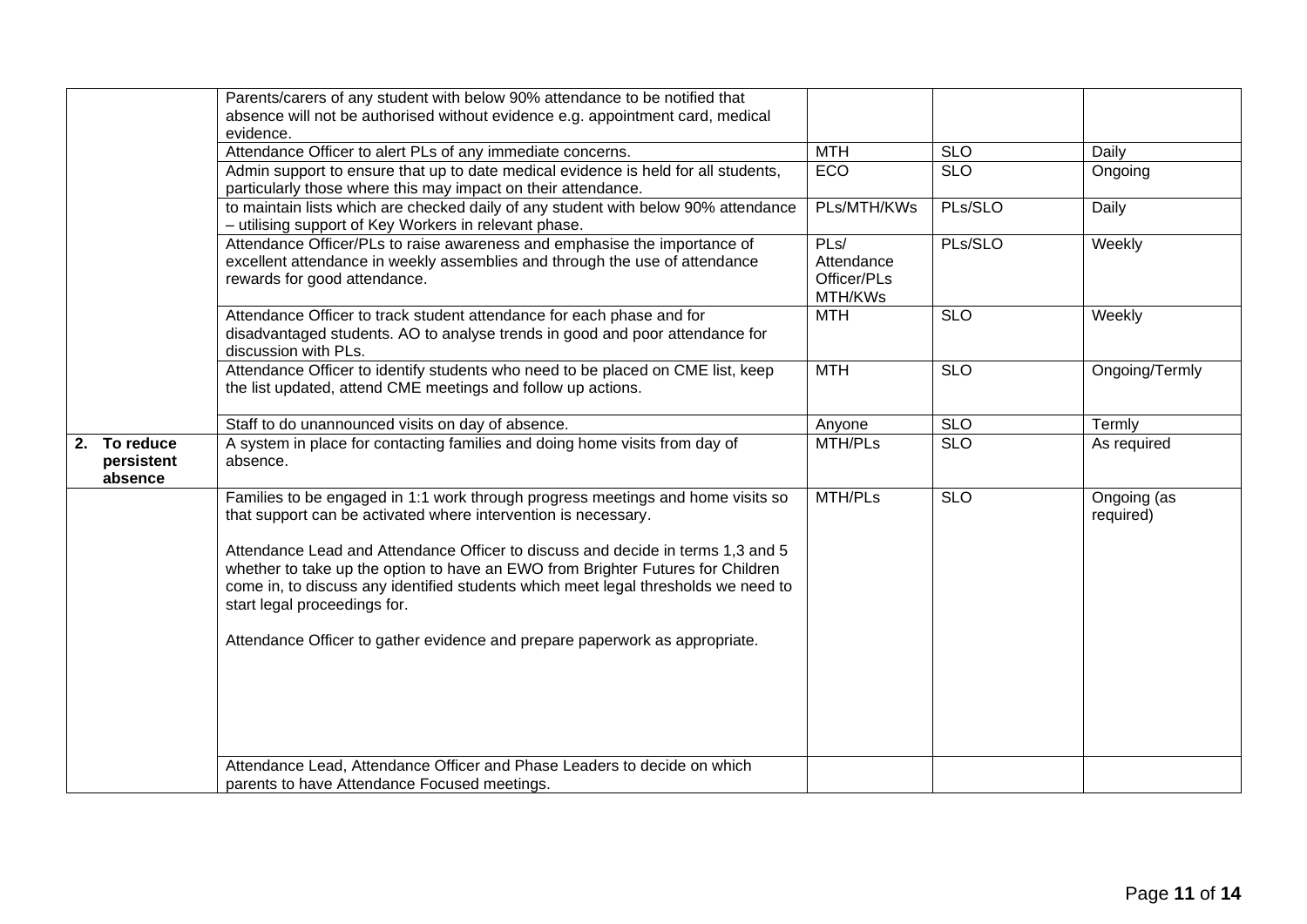| | | | | |
|---|---|---|---|---|
| | Parents/carers of any student with below 90% attendance to be notified that absence will not be authorised without evidence e.g. appointment card, medical evidence. | | | |
| | Attendance Officer to alert PLs of any immediate concerns. | MTH | SLO | Daily |
| | Admin support to ensure that up to date medical evidence is held for all students, particularly those where this may impact on their attendance. | ECO | SLO | Ongoing |
| | to maintain lists which are checked daily of any student with below 90% attendance – utilising support of Key Workers in relevant phase. | PLs/MTH/KWs | PLs/SLO | Daily |
| | Attendance Officer/PLs to raise awareness and emphasise the importance of excellent attendance in weekly assemblies and through the use of attendance rewards for good attendance. | PLs/ Attendance Officer/PLs MTH/KWs | PLs/SLO | Weekly |
| | Attendance Officer to track student attendance for each phase and for disadvantaged students. AO to analyse trends in good and poor attendance for discussion with PLs. | MTH | SLO | Weekly |
| | Attendance Officer to identify students who need to be placed on CME list, keep the list updated, attend CME meetings and follow up actions. | MTH | SLO | Ongoing/Termly |
| | Staff to do unannounced visits on day of absence. | Anyone | SLO | Termly |
| **2. To reduce persistent absence** | A system in place for contacting families and doing home visits from day of absence. | MTH/PLs | SLO | As required |
| | Families to be engaged in 1:1 work through progress meetings and home visits so that support can be activated where intervention is necessary.<br><br>Attendance Lead and Attendance Officer to discuss and decide in terms 1,3 and 5 whether to take up the option to have an EWO from Brighter Futures for Children come in, to discuss any identified students which meet legal thresholds we need to start legal proceedings for.<br><br>Attendance Officer to gather evidence and prepare paperwork as appropriate. | MTH/PLs | SLO | Ongoing (as required) |
| | Attendance Lead, Attendance Officer and Phase Leaders to decide on which parents to have Attendance Focused meetings. | | | |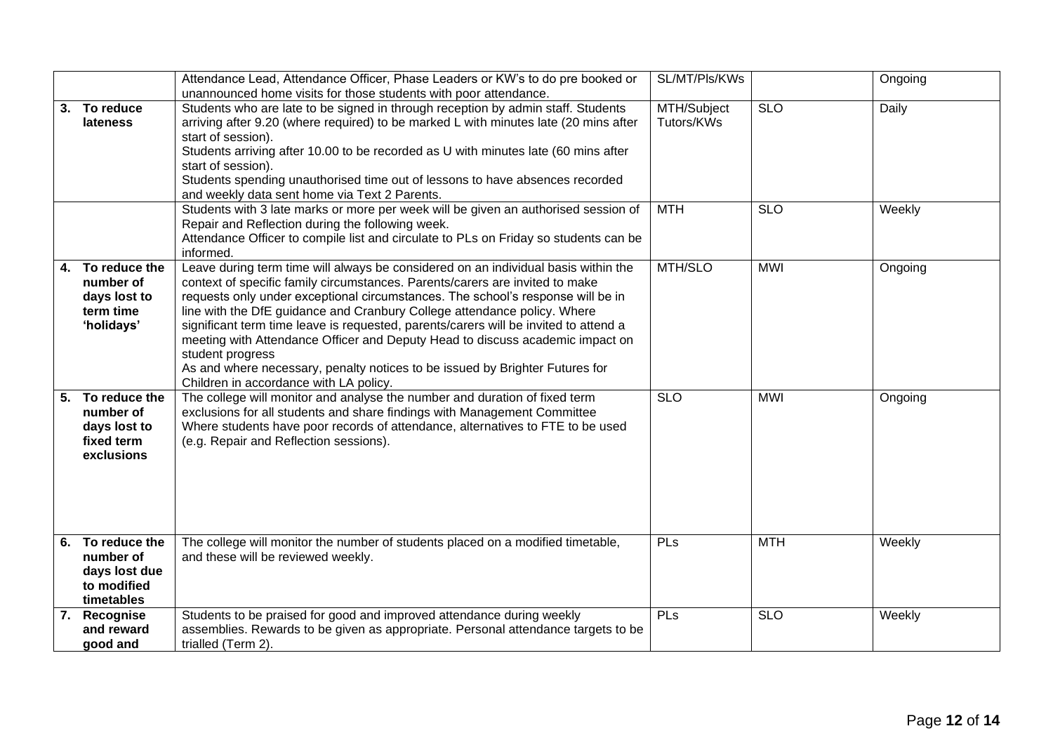| | | | | |
|---|---|---|---|---|
| | Attendance Lead, Attendance Officer, Phase Leaders or KW's to do pre booked or unannounced home visits for those students with poor attendance. | SL/MT/Pls/KWs | | Ongoing |
| **3. To reduce lateness** | Students who are late to be signed in through reception by admin staff. Students arriving after 9.20 (where required) to be marked L with minutes late (20 mins after start of session).<br>Students arriving after 10.00 to be recorded as U with minutes late (60 mins after start of session).<br>Students spending unauthorised time out of lessons to have absences recorded and weekly data sent home via Text 2 Parents. | MTH/Subject Tutors/KWs | SLO | Daily |
| | Students with 3 late marks or more per week will be given an authorised session of Repair and Reflection during the following week.<br>Attendance Officer to compile list and circulate to PLs on Friday so students can be informed. | MTH | SLO | Weekly |
| **4. To reduce the number of days lost to term time 'holidays'** | Leave during term time will always be considered on an individual basis within the context of specific family circumstances. Parents/carers are invited to make requests only under exceptional circumstances. The school's response will be in line with the DfE guidance and Cranbury College attendance policy. Where significant term time leave is requested, parents/carers will be invited to attend a meeting with Attendance Officer and Deputy Head to discuss academic impact on student progress<br>As and where necessary, penalty notices to be issued by Brighter Futures for Children in accordance with LA policy. | MTH/SLO | MWI | Ongoing |
| **5. To reduce the number of days lost to fixed term exclusions** | The college will monitor and analyse the number and duration of fixed term exclusions for all students and share findings with Management Committee<br>Where students have poor records of attendance, alternatives to FTE to be used (e.g. Repair and Reflection sessions). | SLO | MWI | Ongoing |
| **6. To reduce the number of days lost due to modified timetables** | The college will monitor the number of students placed on a modified timetable, and these will be reviewed weekly. | PLs | MTH | Weekly |
| **7. Recognise and reward good and** | Students to be praised for good and improved attendance during weekly assemblies. Rewards to be given as appropriate. Personal attendance targets to be trialled (Term 2). | PLs | SLO | Weekly |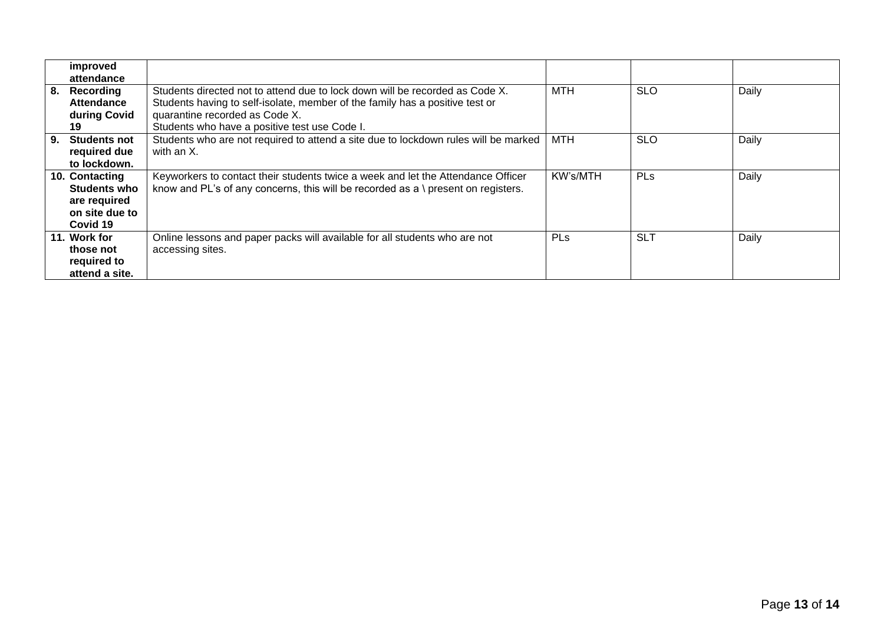| | | | | |
|---|---|---|---|---|
| **improved attendance** | | | | |
| **8. Recording Attendance during Covid 19** | Students directed not to attend due to lock down will be recorded as Code X.<br>Students having to self-isolate, member of the family has a positive test or quarantine recorded as Code X.<br>Students who have a positive test use Code I. | MTH | SLO | Daily |
| **9. Students not required due to lockdown.** | Students who are not required to attend a site due to lockdown rules will be marked with an X. | MTH | SLO | Daily |
| **10. Contacting Students who are required on site due to Covid 19** | Keyworkers to contact their students twice a week and let the Attendance Officer know and PL's of any concerns, this will be recorded as a \ present on registers. | KW's/MTH | PLs | Daily |
| **11. Work for those not required to attend a site.** | Online lessons and paper packs will available for all students who are not accessing sites. | PLs | SLT | Daily |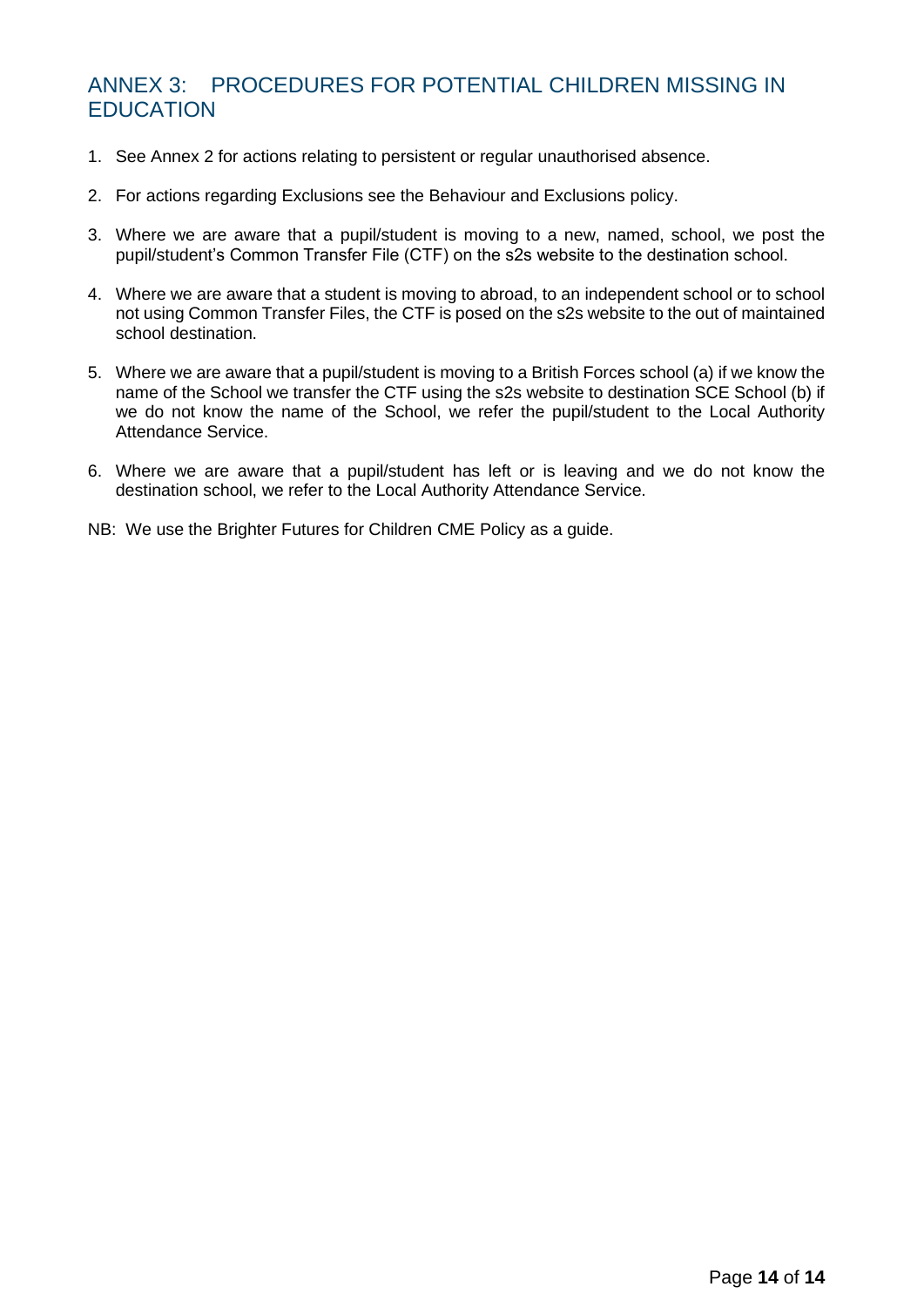## ANNEX 3: PROCEDURES FOR POTENTIAL CHILDREN MISSING IN EDUCATION

1. See Annex 2 for actions relating to persistent or regular unauthorised absence.
2. For actions regarding Exclusions see the Behaviour and Exclusions policy.
3. Where we are aware that a pupil/student is moving to a new, named, school, we post the pupil/student's Common Transfer File (CTF) on the s2s website to the destination school.
4. Where we are aware that a student is moving to abroad, to an independent school or to school not using Common Transfer Files, the CTF is posed on the s2s website to the out of maintained school destination.
5. Where we are aware that a pupil/student is moving to a British Forces school (a) if we know the name of the School we transfer the CTF using the s2s website to destination SCE School (b) if we do not know the name of the School, we refer the pupil/student to the Local Authority Attendance Service.
6. Where we are aware that a pupil/student has left or is leaving and we do not know the destination school, we refer to the Local Authority Attendance Service.

NB: We use the Brighter Futures for Children CME Policy as a guide.